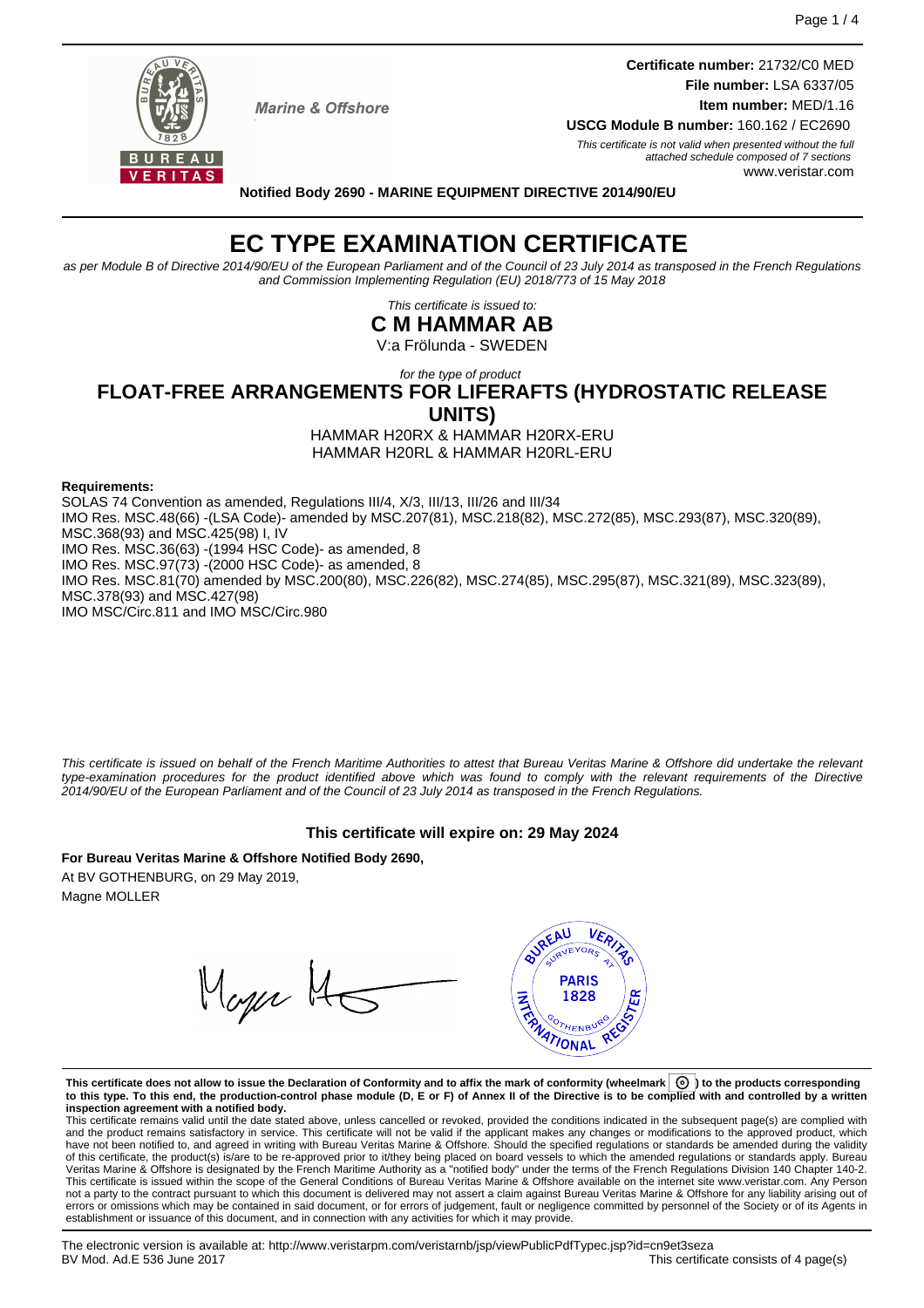Marine & Offshore

**Certificate number:** 21732/C0 MED
**File number:** LSA 6337/05
**Item number:** MED/1.16
**USCG Module B number:** 160.162 / EC2690

*This certificate is not valid when presented without the full attached schedule composed of 7 sections*

www.veristar.com

**Notified Body 2690 - MARINE EQUIPMENT DIRECTIVE 2014/90/EU**

# EC TYPE EXAMINATION CERTIFICATE

*as per Module B of Directive 2014/90/EU of the European Parliament and of the Council of 23 July 2014 as transposed in the French Regulations and Commission Implementing Regulation (EU) 2018/773 of 15 May 2018*

*This certificate is issued to:*

## C M HAMMAR AB

V:a Frölunda - SWEDEN

*for the type of product*

## FLOAT-FREE ARRANGEMENTS FOR LIFERAFTS (HYDROSTATIC RELEASE UNITS)

HAMMAR H20RX & HAMMAR H20RX-ERU
HAMMAR H20RL & HAMMAR H20RL-ERU

**Requirements:**

SOLAS 74 Convention as amended, Regulations III/4, X/3, III/13, III/26 and III/34
IMO Res. MSC.48(66) -(LSA Code)- amended by MSC.207(81), MSC.218(82), MSC.272(85), MSC.293(87), MSC.320(89), MSC.368(93) and MSC.425(98) I, IV
IMO Res. MSC.36(63) -(1994 HSC Code)- as amended, 8
IMO Res. MSC.97(73) -(2000 HSC Code)- as amended, 8
IMO Res. MSC.81(70) amended by MSC.200(80), MSC.226(82), MSC.274(85), MSC.295(87), MSC.321(89), MSC.323(89), MSC.378(93) and MSC.427(98)
IMO MSC/Circ.811 and IMO MSC/Circ.980

*This certificate is issued on behalf of the French Maritime Authorities to attest that Bureau Veritas Marine & Offshore did undertake the relevant type-examination procedures for the product identified above which was found to comply with the relevant requirements of the Directive 2014/90/EU of the European Parliament and of the Council of 23 July 2014 as transposed in the French Regulations.*

**This certificate will expire on: 29 May 2024**

**For Bureau Veritas Marine & Offshore Notified Body 2690,**
At BV GOTHENBURG, on 29 May 2019,
Magne MOLLER

**This certificate does not allow to issue the Declaration of Conformity and to affix the mark of conformity (wheelmark) to the products corresponding to this type. To this end, the production-control phase module (D, E or F) of Annex II of the Directive is to be complied with and controlled by a written inspection agreement with a notified body.**

This certificate remains valid until the date stated above, unless cancelled or revoked, provided the conditions indicated in the subsequent page(s) are complied with and the product remains satisfactory in service. This certificate will not be valid if the applicant makes any changes or modifications to the approved product, which have not been notified to, and agreed in writing with Bureau Veritas Marine & Offshore. Should the specified regulations or standards be amended during the validity of this certificate, the product(s) is/are to be re-approved prior to it/they being placed on board vessels to which the amended regulations or standards apply. Bureau Veritas Marine & Offshore is designated by the French Maritime Authority as a "notified body" under the terms of the French Regulations Division 140 Chapter 140-2. This certificate is issued within the scope of the General Conditions of Bureau Veritas Marine & Offshore available on the internet site www.veristar.com. Any Person not a party to the contract pursuant to which this document is delivered may not assert a claim against Bureau Veritas Marine & Offshore for any liability arising out of errors or omissions which may be contained in said document, or for errors of judgement, fault or negligence committed by personnel of the Society or of its Agents in establishment or issuance of this document, and in connection with any activities for which it may provide.

The electronic version is available at: http://www.veristarpm.com/veristarnb/jsp/viewPublicPdfTypec.jsp?id=cn9et3seza
BV Mod. Ad.E 536 June 2017
This certificate consists of 4 page(s)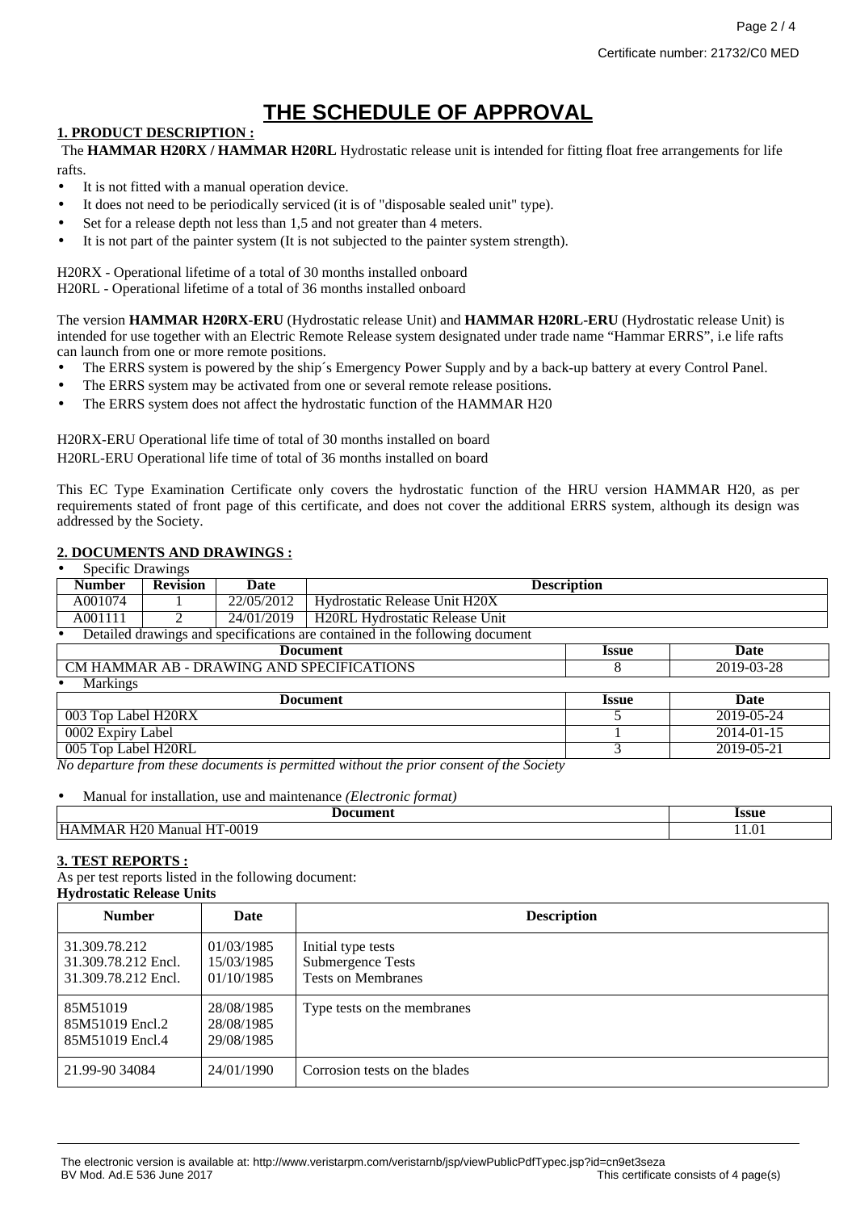# THE SCHEDULE OF APPROVAL

**1. PRODUCT DESCRIPTION :**

The **HAMMAR H20RX / HAMMAR H20RL** Hydrostatic release unit is intended for fitting float free arrangements for life rafts.

- It is not fitted with a manual operation device.
- It does not need to be periodically serviced (it is of "disposable sealed unit" type).
- Set for a release depth not less than 1,5 and not greater than 4 meters.
- It is not part of the painter system (It is not subjected to the painter system strength).

H20RX - Operational lifetime of a total of 30 months installed onboard
H20RL - Operational lifetime of a total of 36 months installed onboard

The version **HAMMAR H20RX-ERU** (Hydrostatic release Unit) and **HAMMAR H20RL-ERU** (Hydrostatic release Unit) is intended for use together with an Electric Remote Release system designated under trade name "Hammar ERRS", i.e life rafts can launch from one or more remote positions.

- The ERRS system is powered by the ship´s Emergency Power Supply and by a back-up battery at every Control Panel.
- The ERRS system may be activated from one or several remote release positions.
- The ERRS system does not affect the hydrostatic function of the HAMMAR H20

H20RX-ERU Operational life time of total of 30 months installed on board
H20RL-ERU Operational life time of total of 36 months installed on board

This EC Type Examination Certificate only covers the hydrostatic function of the HRU version HAMMAR H20, as per requirements stated of front page of this certificate, and does not cover the additional ERRS system, although its design was addressed by the Society.

**2. DOCUMENTS AND DRAWINGS :**

- Specific Drawings

| Number | Revision | Date | Description |
|---|---|---|---|
| A001074 | 1 | 22/05/2012 | Hydrostatic Release Unit H20X |
| A001111 | 2 | 24/01/2019 | H20RL Hydrostatic Release Unit |

- Detailed drawings and specifications are contained in the following document

| Document | Issue | Date |
|---|---|---|
| CM HAMMAR AB - DRAWING AND SPECIFICATIONS | 8 | 2019-03-28 |

- Markings

| Document | Issue | Date |
|---|---|---|
| 003 Top Label H20RX | 5 | 2019-05-24 |
| 0002 Expiry Label | 1 | 2014-01-15 |
| 005 Top Label H20RL | 3 | 2019-05-21 |

*No departure from these documents is permitted without the prior consent of the Society*

- Manual for installation, use and maintenance *(Electronic format)*

| Document | Issue |
|---|---|
| HAMMAR H20 Manual HT-0019 | 11.01 |

**3. TEST REPORTS :**

As per test reports listed in the following document:

**Hydrostatic Release Units**

| Number | Date | Description |
|---|---|---|
| 31.309.78.212<br>31.309.78.212 Encl.<br>31.309.78.212 Encl. | 01/03/1985<br>15/03/1985<br>01/10/1985 | Initial type tests<br>Submergence Tests<br>Tests on Membranes |
| 85M51019<br>85M51019 Encl.2<br>85M51019 Encl.4 | 28/08/1985<br>28/08/1985<br>29/08/1985 | Type tests on the membranes |
| 21.99-90 34084 | 24/01/1990 | Corrosion tests on the blades |

The electronic version is available at: http://www.veristarpm.com/veristarnb/jsp/viewPublicPdfTypec.jsp?id=cn9et3seza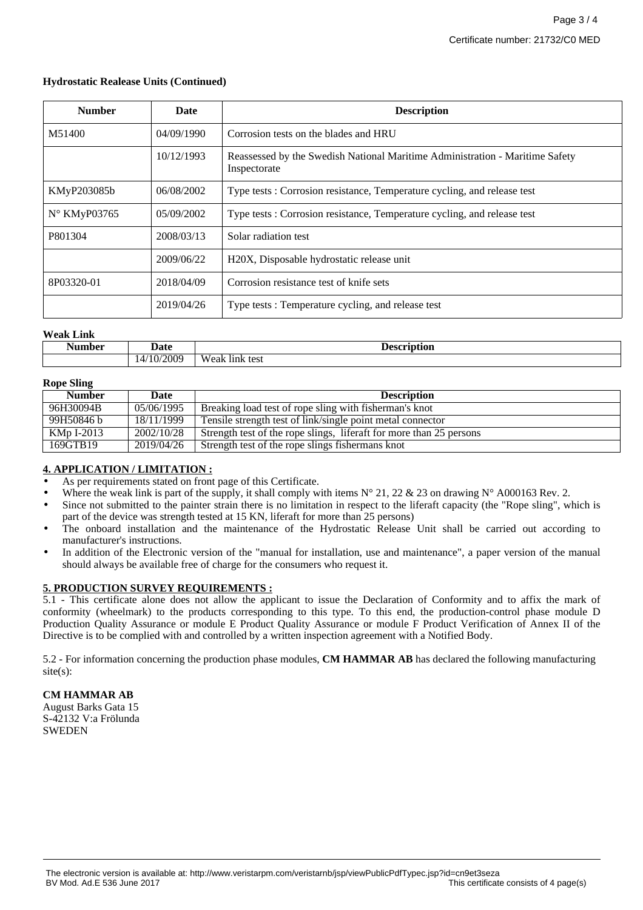**Hydrostatic Realease Units (Continued)**

| Number | Date | Description |
|---|---|---|
| M51400 | 04/09/1990 | Corrosion tests on the blades and HRU |
| | 10/12/1993 | Reassessed by the Swedish National Maritime Administration - Maritime Safety Inspectorate |
| KMyP203085b | 06/08/2002 | Type tests : Corrosion resistance, Temperature cycling, and release test |
| N° KMyP03765 | 05/09/2002 | Type tests : Corrosion resistance, Temperature cycling, and release test |
| P801304 | 2008/03/13 | Solar radiation test |
| | 2009/06/22 | H20X, Disposable hydrostatic release unit |
| 8P03320-01 | 2018/04/09 | Corrosion resistance test of knife sets |
| | 2019/04/26 | Type tests : Temperature cycling, and release test |

**Weak Link**

| Number | Date | Description |
|---|---|---|
| | 14/10/2009 | Weak link test |

**Rope Sling**

| Number | Date | Description |
|---|---|---|
| 96H30094B | 05/06/1995 | Breaking load test of rope sling with fisherman's knot |
| 99H50846 b | 18/11/1999 | Tensile strength test of link/single point metal connector |
| KMp I-2013 | 2002/10/28 | Strength test of the rope slings, liferaft for more than 25 persons |
| 169GTB19 | 2019/04/26 | Strength test of the rope slings fishermans knot |

## 4. APPLICATION / LIMITATION :

- As per requirements stated on front page of this Certificate.
- Where the weak link is part of the supply, it shall comply with items N° 21, 22 & 23 on drawing N° A000163 Rev. 2.
- Since not submitted to the painter strain there is no limitation in respect to the liferaft capacity (the "Rope sling", which is part of the device was strength tested at 15 KN, liferaft for more than 25 persons)
- The onboard installation and the maintenance of the Hydrostatic Release Unit shall be carried out according to manufacturer's instructions.
- In addition of the Electronic version of the "manual for installation, use and maintenance", a paper version of the manual should always be available free of charge for the consumers who request it.

## 5. PRODUCTION SURVEY REQUIREMENTS :

5.1 - This certificate alone does not allow the applicant to issue the Declaration of Conformity and to affix the mark of conformity (wheelmark) to the products corresponding to this type. To this end, the production-control phase module D Production Quality Assurance or module E Product Quality Assurance or module F Product Verification of Annex II of the Directive is to be complied with and controlled by a written inspection agreement with a Notified Body.

5.2 - For information concerning the production phase modules, **CM HAMMAR AB** has declared the following manufacturing site(s):

**CM HAMMAR AB**
August Barks Gata 15
S-42132 V:a Frölunda
SWEDEN

The electronic version is available at: http://www.veristarpm.com/veristarnb/jsp/viewPublicPdfTypec.jsp?id=cn9et3seza
BV Mod. Ad.E 536 June 2017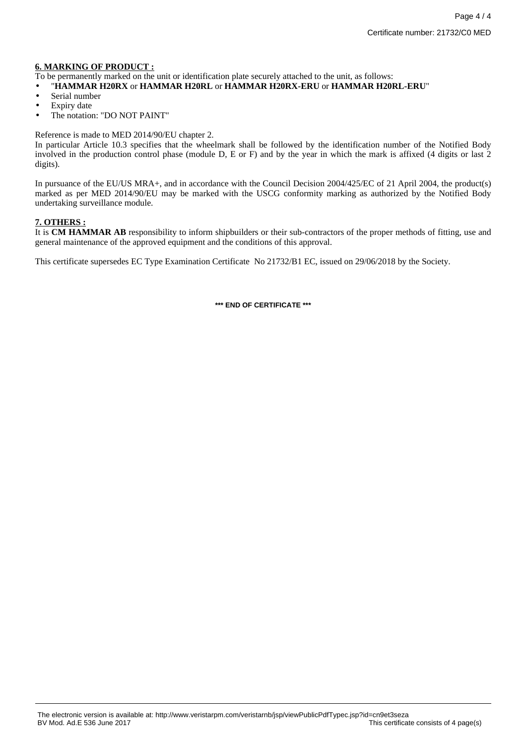## 6. MARKING OF PRODUCT :

To be permanently marked on the unit or identification plate securely attached to the unit, as follows:

- "**HAMMAR H20RX** or **HAMMAR H20RL** or **HAMMAR H20RX-ERU** or **HAMMAR H20RL-ERU**"
- Serial number
- Expiry date
- The notation: "DO NOT PAINT"

Reference is made to MED 2014/90/EU chapter 2.
In particular Article 10.3 specifies that the wheelmark shall be followed by the identification number of the Notified Body involved in the production control phase (module D, E or F) and by the year in which the mark is affixed (4 digits or last 2 digits).

In pursuance of the EU/US MRA+, and in accordance with the Council Decision 2004/425/EC of 21 April 2004, the product(s) marked as per MED 2014/90/EU may be marked with the USCG conformity marking as authorized by the Notified Body undertaking surveillance module.

## 7. OTHERS :

It is **CM HAMMAR AB** responsibility to inform shipbuilders or their sub-contractors of the proper methods of fitting, use and general maintenance of the approved equipment and the conditions of this approval.

This certificate supersedes EC Type Examination Certificate No 21732/B1 EC, issued on 29/06/2018 by the Society.

**\*\*\* END OF CERTIFICATE \*\*\***

The electronic version is available at: http://www.veristarpm.com/veristarnb/jsp/viewPublicPdfTypec.jsp?id=cn9et3seza
BV Mod. Ad.E 536 June 2017